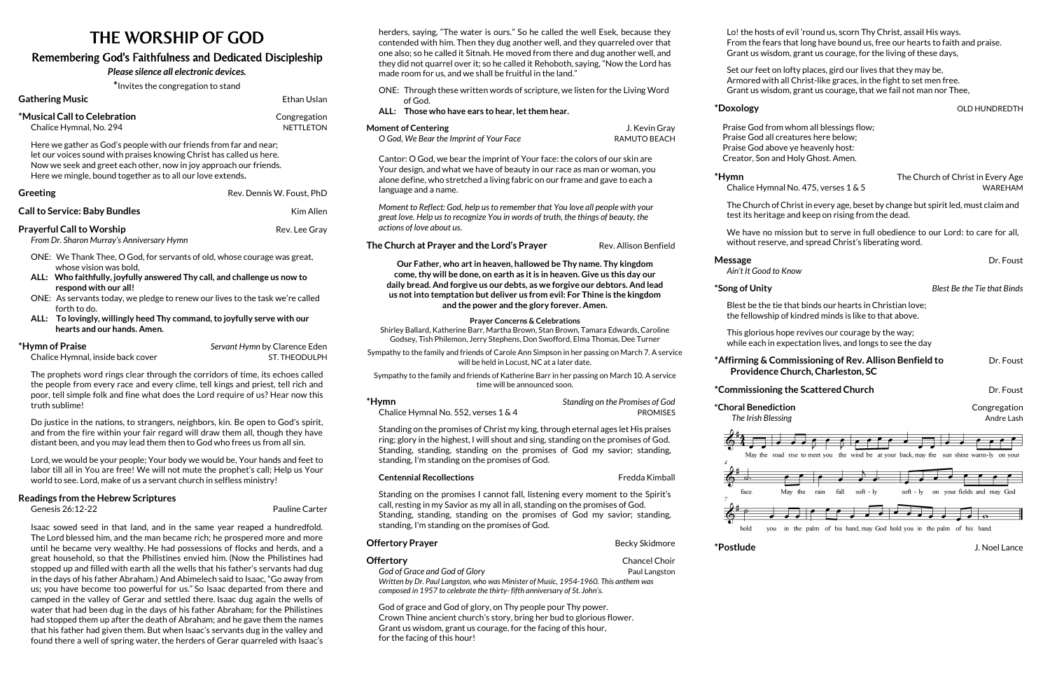# THE WORSHIP OF GOD

## Remembering God's Faithfulness and Dedicated Discipleship

*Please silence all electronic devices.*

*Invites the congregation to stand

**Gathering Music** — Ethan Uslan

**\*Musical Call to Celebration** — Congregation
Chalice Hymnal, No. 294 — NETTLETON

Here we gather as God's people with our friends from far and near;
let our voices sound with praises knowing Christ has called us here.
Now we seek and greet each other, now in joy approach our friends.
Here we mingle, bound together as to all our love extends.

**Greeting** — Rev. Dennis W. Foust, PhD

**Call to Service: Baby Bundles** — Kim Allen

**Prayerful Call to Worship** — Rev. Lee Gray
*From Dr. Sharon Murray's Anniversary Hymn*

ONE: We Thank Thee, O God, for servants of old, whose courage was great, whose vision was bold,
**ALL: Who faithfully, joyfully answered Thy call, and challenge us now to respond with our all!**
ONE: As servants today, we pledge to renew our lives to the task we're called forth to do.
**ALL: To lovingly, willingly heed Thy command, to joyfully serve with our hearts and our hands. Amen.**

**\*Hymn of Praise** — *Servant Hymn* by Clarence Eden
Chalice Hymnal, inside back cover — ST. THEODULPH

The prophets word rings clear through the corridors of time, its echoes called the people from every race and every clime, tell kings and priest, tell rich and poor, tell simple folk and fine what does the Lord require of us? Hear now this truth sublime!

Do justice in the nations, to strangers, neighbors, kin. Be open to God's spirit, and from the fire within your fair regard will draw them all, though they have distant been, and you may lead them then to God who frees us from all sin.

Lord, we would be your people; Your body we would be, Your hands and feet to labor till all in You are free! We will not mute the prophet's call; Help us Your world to see. Lord, make of us a servant church in selfless ministry!

**Readings from the Hebrew Scriptures**
Genesis 26:12-22 — Pauline Carter

Isaac sowed seed in that land, and in the same year reaped a hundredfold. The Lord blessed him, and the man became rich; he prospered more and more until he became very wealthy. He had possessions of flocks and herds, and a great household, so that the Philistines envied him. (Now the Philistines had stopped up and filled with earth all the wells that his father's servants had dug in the days of his father Abraham.) And Abimelech said to Isaac, "Go away from us; you have become too powerful for us." So Isaac departed from there and camped in the valley of Gerar and settled there. Isaac dug again the wells of water that had been dug in the days of his father Abraham; for the Philistines had stopped them up after the death of Abraham; and he gave them the names that his father had given them. But when Isaac's servants dug in the valley and found there a well of spring water, the herders of Gerar quarreled with Isaac's herders, saying, "The water is ours." So he called the well Esek, because they contended with him. Then they dug another well, and they quarreled over that one also; so he called it Sitnah. He moved from there and dug another well, and they did not quarrel over it; so he called it Rehoboth, saying, "Now the Lord has made room for us, and we shall be fruitful in the land."

ONE: Through these written words of scripture, we listen for the Living Word of God.
**ALL: Those who have ears to hear, let them hear.**

**Moment of Centering** — J. Kevin Gray
*O God, We Bear the Imprint of Your Face* — RAMUTO BEACH

Cantor: O God, we bear the imprint of Your face: the colors of our skin are Your design, and what we have of beauty in our race as man or woman, you alone define, who stretched a living fabric on our frame and gave to each a language and a name.

*Moment to Reflect: God, help us to remember that You love all people with your great love. Help us to recognize You in words of truth, the things of beauty, the actions of love about us.*

**The Church at Prayer and the Lord's Prayer** — Rev. Allison Benfield

**Our Father, who art in heaven, hallowed be Thy name. Thy kingdom come, thy will be done, on earth as it is in heaven. Give us this day our daily bread. And forgive us our debts, as we forgive our debtors. And lead us not into temptation but deliver us from evil: For Thine is the kingdom and the power and the glory forever. Amen.**

**Prayer Concerns & Celebrations**
Shirley Ballard, Katherine Barr, Martha Brown, Stan Brown, Tamara Edwards, Caroline Godsey, Tish Philemon, Jerry Stephens, Don Swofford, Elma Thomas, Dee Turner

Sympathy to the family and friends of Carole Ann Simpson in her passing on March 7. A service will be held in Locust, NC at a later date.

Sympathy to the family and friends of Katherine Barr in her passing on March 10. A service time will be announced soon.

**\*Hymn** — *Standing on the Promises of God*
Chalice Hymnal No. 552, verses 1 & 4 — PROMISES

Standing on the promises of Christ my king, through eternal ages let His praises ring; glory in the highest, I will shout and sing, standing on the promises of God. Standing, standing, standing on the promises of God my savior; standing, standing, I'm standing on the promises of God.

**Centennial Recollections** — Fredda Kimball

Standing on the promises I cannot fall, listening every moment to the Spirit's call, resting in my Savior as my all in all, standing on the promises of God. Standing, standing, standing on the promises of God my savior; standing, standing, I'm standing on the promises of God.

**Offertory Prayer** — Becky Skidmore

**Offertory** — Chancel Choir
*God of Grace and God of Glory* — Paul Langston
*Written by Dr. Paul Langston, who was Minister of Music, 1954-1960. This anthem was composed in 1957 to celebrate the thirty- fifth anniversary of St. John's.*

God of grace and God of glory, on Thy people pour Thy power.
Crown Thine ancient church's story, bring her bud to glorious flower.
Grant us wisdom, grant us courage, for the facing of this hour,
for the facing of this hour!

Lo! the hosts of evil 'round us, scorn Thy Christ, assail His ways.
From the fears that long have bound us, free our hearts to faith and praise.
Grant us wisdom, grant us courage, for the living of these days,

Set our feet on lofty places, gird our lives that they may be,
Armored with all Christ-like graces, in the fight to set men free.
Grant us wisdom, grant us courage, that we fail not man nor Thee,

**\*Doxology** — OLD HUNDREDTH

Praise God from whom all blessings flow;
Praise God all creatures here below;
Praise God above ye heavenly host:
Creator, Son and Holy Ghost. Amen.

**\*Hymn** — The Church of Christ in Every Age
Chalice Hymnal No. 475, verses 1 & 5 — WAREHAM

The Church of Christ in every age, beset by change but spirit led, must claim and test its heritage and keep on rising from the dead.

We have no mission but to serve in full obedience to our Lord: to care for all, without reserve, and spread Christ's liberating word.

**Message** — Dr. Foust
*Ain't It Good to Know*

**\*Song of Unity** — *Blest Be the Tie that Binds*

Blest be the tie that binds our hearts in Christian love;
the fellowship of kindred minds is like to that above.

This glorious hope revives our courage by the way;
while each in expectation lives, and longs to see the day

**\*Affirming & Commissioning of Rev. Allison Benfield to Providence Church, Charleston, SC** — Dr. Foust

**\*Commissioning the Scattered Church** — Dr. Foust

**\*Choral Benediction** — Congregation
*The Irish Blessing* — Andre Lash

May the road rise to meet you the wind be at your back, may the sun shine warm-ly on your face. May the rain fall soft - ly soft - ly on your fields and may God hold you in the palm of his hand, may God hold you in the palm of his hand.

**\*Postlude** — J. Noel Lance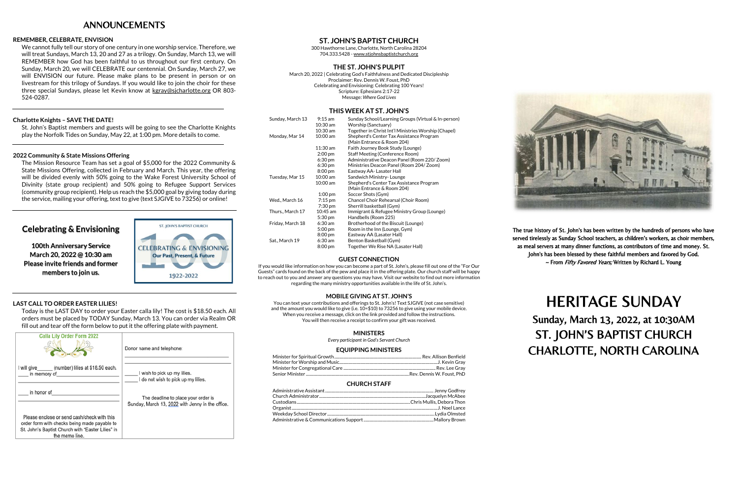# ANNOUNCEMENTS

**REMEMBER, CELEBRATE, ENVISION**

We cannot fully tell our story of one century in one worship service. Therefore, we will treat Sundays, March 13, 20 and 27 as a trilogy. On Sunday, March 13, we will REMEMBER how God has been faithful to us throughout our first century. On Sunday, March 20, we will CELEBRATE our centennial. On Sunday, March 27, we will ENVISION our future. Please make plans to be present in person or on livestream for this trilogy of Sundays. If you would like to join the choir for these three special Sundays, please let Kevin know at kgray@sjcharlotte.org OR 803-524-0287.

**Charlotte Knights – SAVE THE DATE!**

St. John's Baptist members and guests will be going to see the Charlotte Knights play the Norfolk Tides on Sunday, May 22, at 1:00 pm. More details to come.

**2022 Community & State Missions Offering**

The Mission Resource Team has set a goal of $5,000 for the 2022 Community & State Missions Offering, collected in February and March. This year, the offering will be divided evenly with 50% going to the Wake Forest University School of Divinity (state group recipient) and 50% going to Refugee Support Services (community group recipient). Help us reach the $5,000 goal by giving today during the service, mailing your offering, text to give (text SJGIVE to 73256) or online!

## Celebrating & Envisioning

**100th Anniversary Service**
**March 20, 2022 @ 10:30 am**
**Please invite friends and former members to join us.**

ST. JOHN'S BAPTIST CHURCH
100
CELEBRATING & ENVISIONING
Our Past, Present, & Future
1922-2022

**LAST CALL TO ORDER EASTER LILIES!**

Today is the LAST DAY to order your Easter calla lily! The cost is $18.50 each. All orders must be placed by TODAY Sunday, March 13. You can order via Realm OR fill out and tear off the form below to put it the offering plate with payment.

| Calla Lily Order Form 2022 | |
|---|---|
| I will give______ (number) lilies at $18.50 each. | Donor name and telephone: |
| ____ in memory of________________ | _____ I wish to pick up my lilies. |
| ____ in honor of________________ | _____ I do not wish to pick up my lilies. |
| Please enclose or send cash/check with this order form with checks being made payable to St. John's Baptist Church with "Easter Lilies" in the memo line. | The deadline to place your order is Sunday, March 13, 2022 with Jenny in the office. |

## ST. JOHN'S BAPTIST CHURCH

300 Hawthorne Lane, Charlotte, North Carolina 28204
704.333.5428 · www.stjohnsbaptistchurch.org

### THE ST. JOHN'S PULPIT

March 20, 2022 | Celebrating God's Faithfulness and Dedicated Discipleship
Proclaimer: Rev. Dennis W. Foust, PhD
Celebrating and Envisioning: Celebrating 100 Years!
Scripture: Ephesians 2:17-22
Message: *Where God Lives*

### THIS WEEK AT ST. JOHN'S

| | | |
|---|---|---|
| Sunday, March 13 | 9:15 am | Sunday School/Learning Groups (Virtual & In-person) |
| | 10:30 am | Worship (Sanctuary) |
| | 10:30 am | Together in Christ Int'l Ministries Worship (Chapel) |
| Monday, Mar 14 | 10:00 am | Shepherd's Center Tax Assistance Program (Main Entrance & Room 204) |
| | 11:30 am | Faith Journey Book Study (Lounge) |
| | 2:00 pm | Staff Meeting (Conference Room) |
| | 6:30 pm | Administrative Deacon Panel (Room 220/ Zoom) |
| | 6:30 pm | Ministries Deacon Panel (Room 204/ Zoom) |
| | 8:00 pm | Eastway AA- Lasater Hall |
| Tuesday, Mar 15 | 10:00 am | Sandwich Ministry- Lounge |
| | 10:00 am | Shepherd's Center Tax Assistance Program (Main Entrance & Room 204) |
| | 1:00 pm | Soccer Shots (Gym) |
| Wed., March 16 | 7:15 pm | Chancel Choir Rehearsal (Choir Room) |
| | 7:30 pm | Sherrill basketball (Gym) |
| Thurs., March 17 | 10:45 am | Immigrant & Refugee Ministry Group (Lounge) |
| | 5:30 pm | Handbells (Room 225) |
| Friday, March 18 | 6:30 am | Brotherhood of the Biscuit (Lounge) |
| | 5:00 pm | Room in the Inn (Lounge, Gym) |
| | 8:00 pm | Eastway AA (Lasater Hall) |
| Sat., March 19 | 6:30 am | Benton Basketball (Gym) |
| | 8:00 pm | Together We Rise NA (Lasater Hall) |

### GUEST CONNECTION

If you would like information on how you can become a part of St. John's, please fill out one of the "For Our Guests" cards found on the back of the pew and place it in the offering plate. Our church staff will be happy to reach out to you and answer any questions you may have. Visit our website to find out more information regarding the many ministry opportunities available in the life of St. John's.

### MOBILE GIVING AT ST. JOHN'S

You can text your contributions and offerings to St. John's! Text SJGIVE (not case sensitive) and the amount you would like to give (i.e. 10=$10) to 73256 to give using your mobile device. When you receive a message, click on the link provided and follow the instructions. You will then receive a receipt to confirm your gift was received.

### MINISTERS

*Every participant in God's Servant Church*

### EQUIPPING MINISTERS

| | |
|---|---|
| Minister for Spiritual Growth | Rev. Allison Benfield |
| Minister for Worship and Music | J. Kevin Gray |
| Minister for Congregational Care | Rev. Lee Gray |
| Senior Minister | Rev. Dennis W. Foust, PhD |

### CHURCH STAFF

| | |
|---|---|
| Administrative Assistant | Jenny Godfrey |
| Church Administrator | Jacquelyn McAbee |
| Custodians | Chris Mullis, Debora Thon |
| Organist | J. Noel Lance |
| Weekday School Director | Lydia Olmsted |
| Administrative & Communications Support | Mallory Brown |

**The true history of St. John's has been written by the hundreds of persons who have served tirelessly as Sunday School teachers, as children's workers, as choir members, as meal servers at many dinner functions, as contributors of time and money. St. John's has been blessed by these faithful members and favored by God.**
**~ From *Fifty Favored Years;* Written by Richard L. Young**

# HERITAGE SUNDAY

## Sunday, March 13, 2022, at 10:30AM
## ST. JOHN'S BAPTIST CHURCH
## CHARLOTTE, NORTH CAROLINA